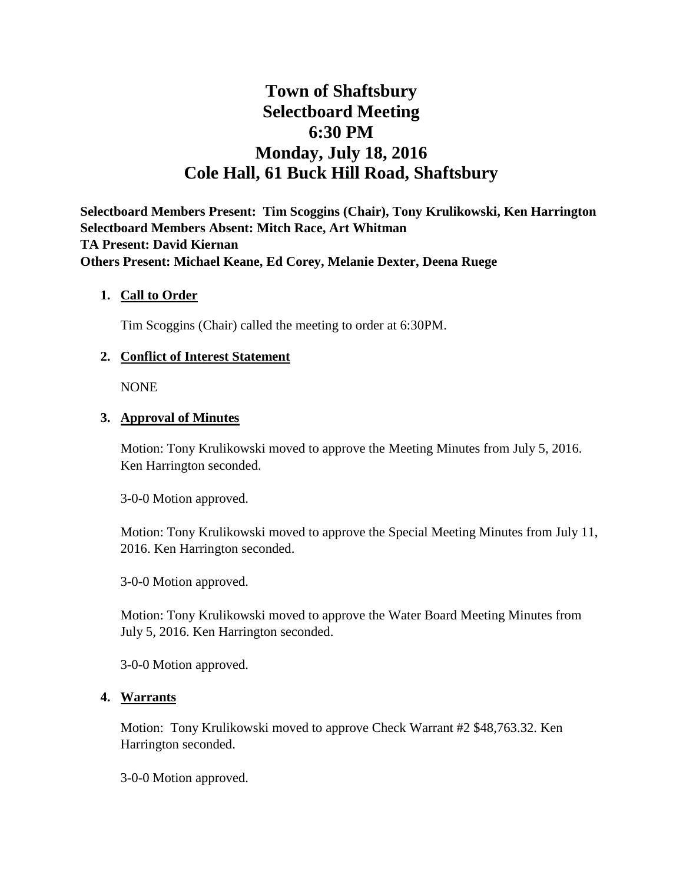# Town of Shaftsbury
# Selectboard Meeting
# 6:30 PM
# Monday, July 18, 2016
# Cole Hall, 61 Buck Hill Road, Shaftsbury

**Selectboard Members Present: Tim Scoggins (Chair), Tony Krulikowski, Ken Harrington**
**Selectboard Members Absent: Mitch Race, Art Whitman**
**TA Present: David Kiernan**
**Others Present: Michael Keane, Ed Corey, Melanie Dexter, Deena Ruege**

1. **Call to Order**

   Tim Scoggins (Chair) called the meeting to order at 6:30PM.

2. **Conflict of Interest Statement**

   NONE

3. **Approval of Minutes**

   Motion: Tony Krulikowski moved to approve the Meeting Minutes from July 5, 2016. Ken Harrington seconded.

   3-0-0 Motion approved.

   Motion: Tony Krulikowski moved to approve the Special Meeting Minutes from July 11, 2016. Ken Harrington seconded.

   3-0-0 Motion approved.

   Motion: Tony Krulikowski moved to approve the Water Board Meeting Minutes from July 5, 2016. Ken Harrington seconded.

   3-0-0 Motion approved.

4. **Warrants**

   Motion: Tony Krulikowski moved to approve Check Warrant #2 $48,763.32. Ken Harrington seconded.

   3-0-0 Motion approved.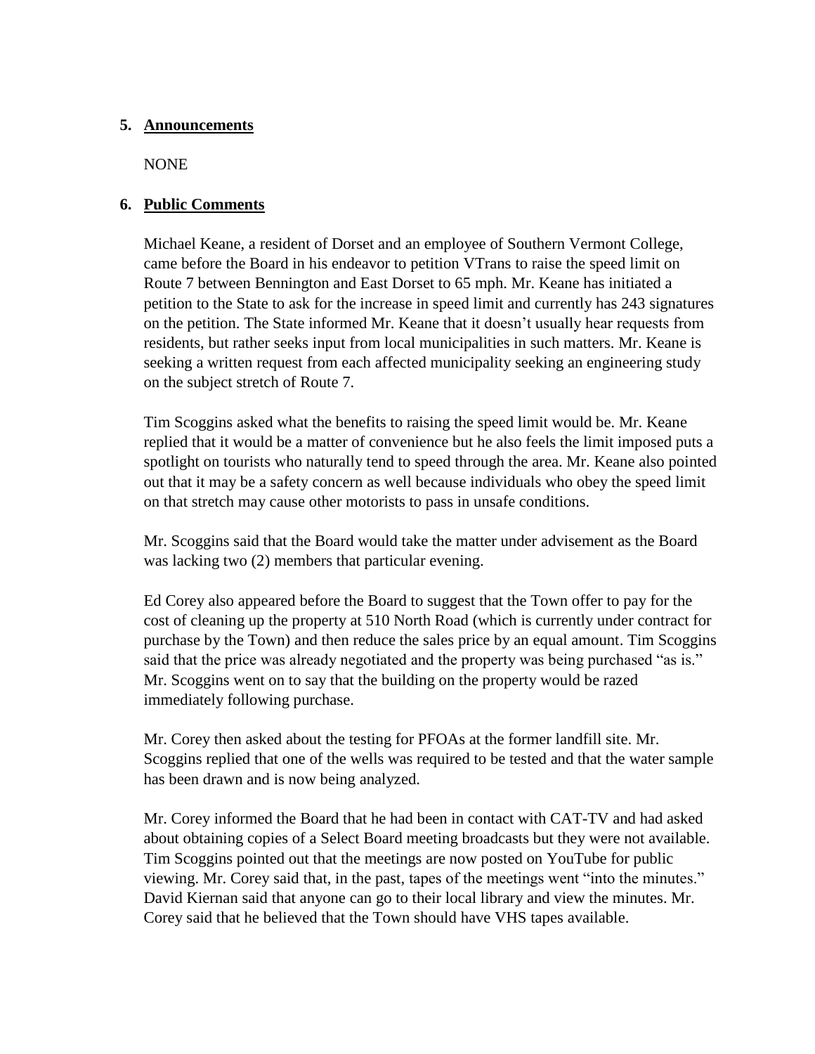## 5. Announcements

NONE

## 6. Public Comments

Michael Keane, a resident of Dorset and an employee of Southern Vermont College, came before the Board in his endeavor to petition VTrans to raise the speed limit on Route 7 between Bennington and East Dorset to 65 mph. Mr. Keane has initiated a petition to the State to ask for the increase in speed limit and currently has 243 signatures on the petition. The State informed Mr. Keane that it doesn't usually hear requests from residents, but rather seeks input from local municipalities in such matters. Mr. Keane is seeking a written request from each affected municipality seeking an engineering study on the subject stretch of Route 7.

Tim Scoggins asked what the benefits to raising the speed limit would be. Mr. Keane replied that it would be a matter of convenience but he also feels the limit imposed puts a spotlight on tourists who naturally tend to speed through the area. Mr. Keane also pointed out that it may be a safety concern as well because individuals who obey the speed limit on that stretch may cause other motorists to pass in unsafe conditions.

Mr. Scoggins said that the Board would take the matter under advisement as the Board was lacking two (2) members that particular evening.

Ed Corey also appeared before the Board to suggest that the Town offer to pay for the cost of cleaning up the property at 510 North Road (which is currently under contract for purchase by the Town) and then reduce the sales price by an equal amount. Tim Scoggins said that the price was already negotiated and the property was being purchased "as is." Mr. Scoggins went on to say that the building on the property would be razed immediately following purchase.

Mr. Corey then asked about the testing for PFOAs at the former landfill site. Mr. Scoggins replied that one of the wells was required to be tested and that the water sample has been drawn and is now being analyzed.

Mr. Corey informed the Board that he had been in contact with CAT-TV and had asked about obtaining copies of a Select Board meeting broadcasts but they were not available. Tim Scoggins pointed out that the meetings are now posted on YouTube for public viewing. Mr. Corey said that, in the past, tapes of the meetings went "into the minutes." David Kiernan said that anyone can go to their local library and view the minutes. Mr. Corey said that he believed that the Town should have VHS tapes available.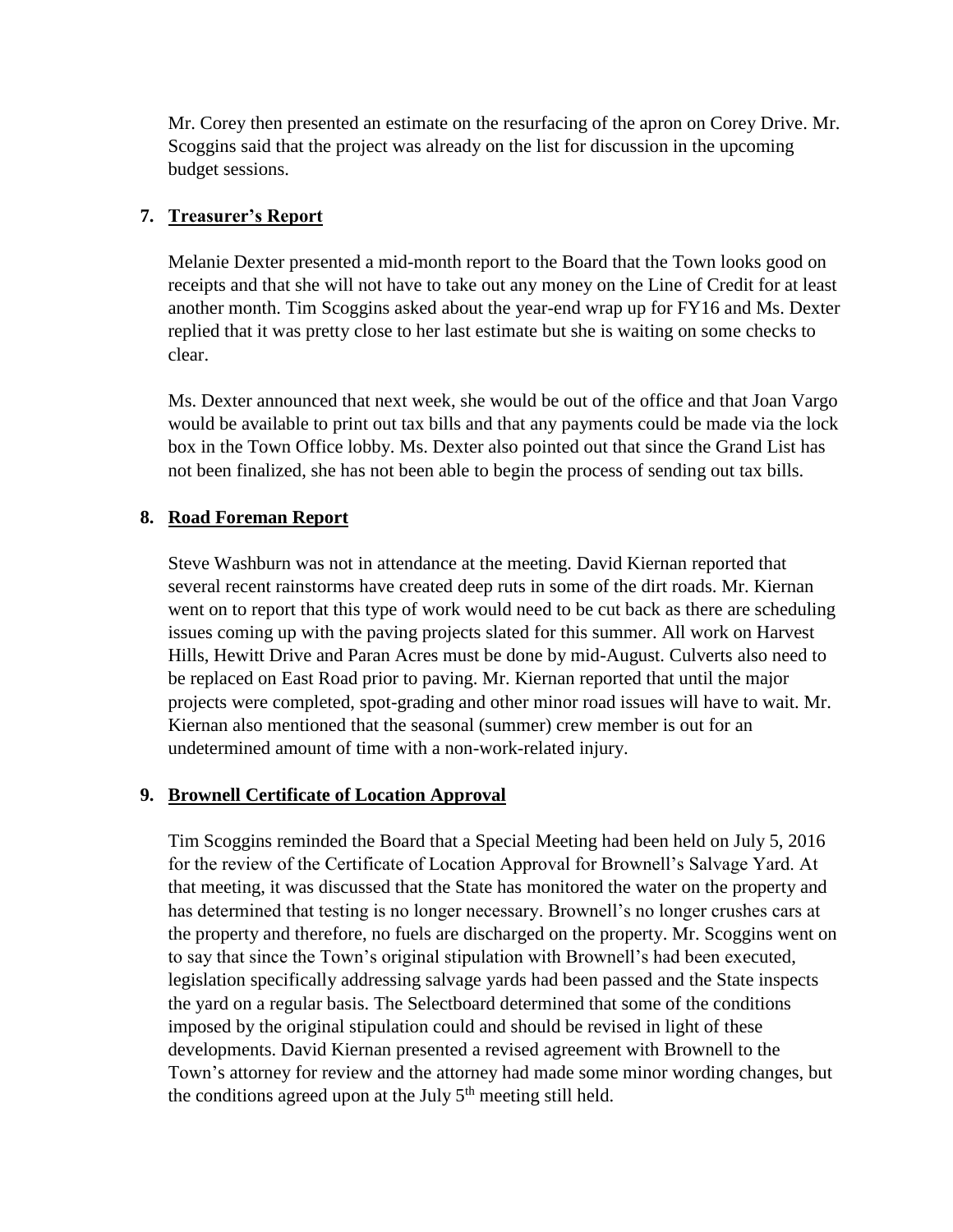Mr. Corey then presented an estimate on the resurfacing of the apron on Corey Drive. Mr. Scoggins said that the project was already on the list for discussion in the upcoming budget sessions.

**7. Treasurer's Report**

Melanie Dexter presented a mid-month report to the Board that the Town looks good on receipts and that she will not have to take out any money on the Line of Credit for at least another month. Tim Scoggins asked about the year-end wrap up for FY16 and Ms. Dexter replied that it was pretty close to her last estimate but she is waiting on some checks to clear.

Ms. Dexter announced that next week, she would be out of the office and that Joan Vargo would be available to print out tax bills and that any payments could be made via the lock box in the Town Office lobby. Ms. Dexter also pointed out that since the Grand List has not been finalized, she has not been able to begin the process of sending out tax bills.

**8. Road Foreman Report**

Steve Washburn was not in attendance at the meeting. David Kiernan reported that several recent rainstorms have created deep ruts in some of the dirt roads. Mr. Kiernan went on to report that this type of work would need to be cut back as there are scheduling issues coming up with the paving projects slated for this summer. All work on Harvest Hills, Hewitt Drive and Paran Acres must be done by mid-August. Culverts also need to be replaced on East Road prior to paving. Mr. Kiernan reported that until the major projects were completed, spot-grading and other minor road issues will have to wait. Mr. Kiernan also mentioned that the seasonal (summer) crew member is out for an undetermined amount of time with a non-work-related injury.

**9. Brownell Certificate of Location Approval**

Tim Scoggins reminded the Board that a Special Meeting had been held on July 5, 2016 for the review of the Certificate of Location Approval for Brownell's Salvage Yard. At that meeting, it was discussed that the State has monitored the water on the property and has determined that testing is no longer necessary. Brownell's no longer crushes cars at the property and therefore, no fuels are discharged on the property. Mr. Scoggins went on to say that since the Town's original stipulation with Brownell's had been executed, legislation specifically addressing salvage yards had been passed and the State inspects the yard on a regular basis. The Selectboard determined that some of the conditions imposed by the original stipulation could and should be revised in light of these developments. David Kiernan presented a revised agreement with Brownell to the Town's attorney for review and the attorney had made some minor wording changes, but the conditions agreed upon at the July 5th meeting still held.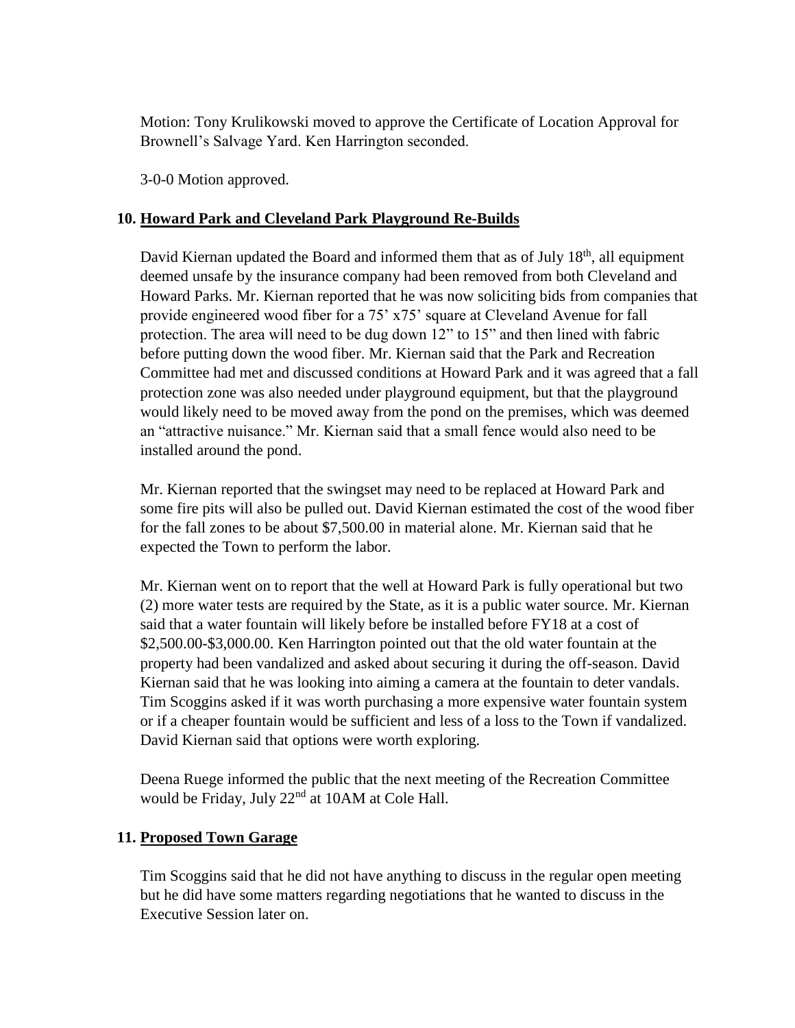Motion: Tony Krulikowski moved to approve the Certificate of Location Approval for Brownell's Salvage Yard. Ken Harrington seconded.

3-0-0 Motion approved.

## 10. Howard Park and Cleveland Park Playground Re-Builds

David Kiernan updated the Board and informed them that as of July 18th, all equipment deemed unsafe by the insurance company had been removed from both Cleveland and Howard Parks. Mr. Kiernan reported that he was now soliciting bids from companies that provide engineered wood fiber for a 75' x75' square at Cleveland Avenue for fall protection. The area will need to be dug down 12" to 15" and then lined with fabric before putting down the wood fiber. Mr. Kiernan said that the Park and Recreation Committee had met and discussed conditions at Howard Park and it was agreed that a fall protection zone was also needed under playground equipment, but that the playground would likely need to be moved away from the pond on the premises, which was deemed an "attractive nuisance." Mr. Kiernan said that a small fence would also need to be installed around the pond.

Mr. Kiernan reported that the swingset may need to be replaced at Howard Park and some fire pits will also be pulled out. David Kiernan estimated the cost of the wood fiber for the fall zones to be about $7,500.00 in material alone. Mr. Kiernan said that he expected the Town to perform the labor.

Mr. Kiernan went on to report that the well at Howard Park is fully operational but two (2) more water tests are required by the State, as it is a public water source. Mr. Kiernan said that a water fountain will likely before be installed before FY18 at a cost of $2,500.00-$3,000.00. Ken Harrington pointed out that the old water fountain at the property had been vandalized and asked about securing it during the off-season. David Kiernan said that he was looking into aiming a camera at the fountain to deter vandals. Tim Scoggins asked if it was worth purchasing a more expensive water fountain system or if a cheaper fountain would be sufficient and less of a loss to the Town if vandalized. David Kiernan said that options were worth exploring.

Deena Ruege informed the public that the next meeting of the Recreation Committee would be Friday, July 22nd at 10AM at Cole Hall.

## 11. Proposed Town Garage

Tim Scoggins said that he did not have anything to discuss in the regular open meeting but he did have some matters regarding negotiations that he wanted to discuss in the Executive Session later on.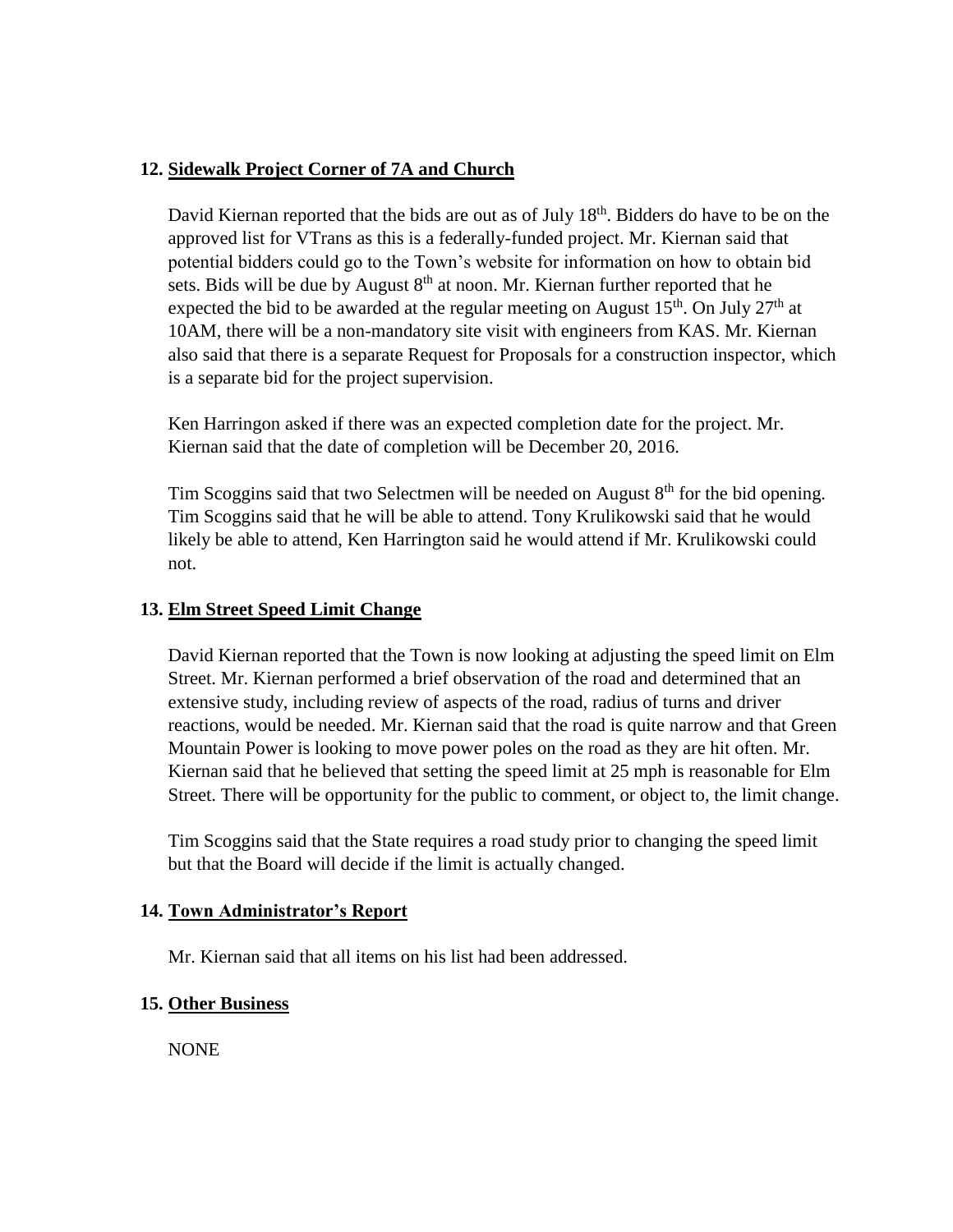**12. Sidewalk Project Corner of 7A and Church**

David Kiernan reported that the bids are out as of July 18th. Bidders do have to be on the approved list for VTrans as this is a federally-funded project. Mr. Kiernan said that potential bidders could go to the Town's website for information on how to obtain bid sets. Bids will be due by August 8th at noon. Mr. Kiernan further reported that he expected the bid to be awarded at the regular meeting on August 15th. On July 27th at 10AM, there will be a non-mandatory site visit with engineers from KAS. Mr. Kiernan also said that there is a separate Request for Proposals for a construction inspector, which is a separate bid for the project supervision.

Ken Harringon asked if there was an expected completion date for the project. Mr. Kiernan said that the date of completion will be December 20, 2016.

Tim Scoggins said that two Selectmen will be needed on August 8th for the bid opening. Tim Scoggins said that he will be able to attend. Tony Krulikowski said that he would likely be able to attend, Ken Harrington said he would attend if Mr. Krulikowski could not.

**13. Elm Street Speed Limit Change**

David Kiernan reported that the Town is now looking at adjusting the speed limit on Elm Street. Mr. Kiernan performed a brief observation of the road and determined that an extensive study, including review of aspects of the road, radius of turns and driver reactions, would be needed. Mr. Kiernan said that the road is quite narrow and that Green Mountain Power is looking to move power poles on the road as they are hit often. Mr. Kiernan said that he believed that setting the speed limit at 25 mph is reasonable for Elm Street. There will be opportunity for the public to comment, or object to, the limit change.

Tim Scoggins said that the State requires a road study prior to changing the speed limit but that the Board will decide if the limit is actually changed.

**14. Town Administrator's Report**

Mr. Kiernan said that all items on his list had been addressed.

**15. Other Business**

NONE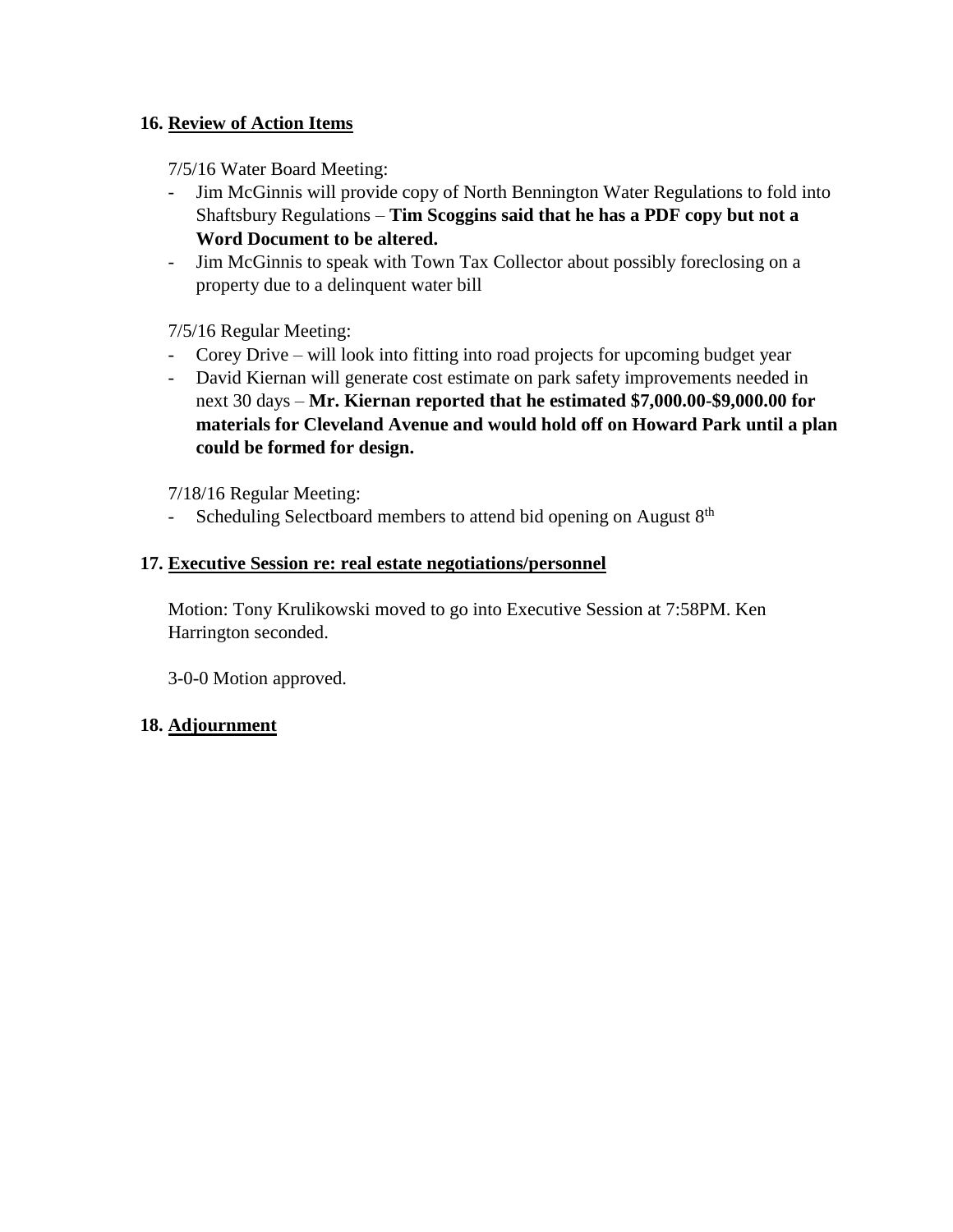**16. Review of Action Items**

7/5/16 Water Board Meeting:

- Jim McGinnis will provide copy of North Bennington Water Regulations to fold into Shaftsbury Regulations – **Tim Scoggins said that he has a PDF copy but not a Word Document to be altered.**
- Jim McGinnis to speak with Town Tax Collector about possibly foreclosing on a property due to a delinquent water bill

7/5/16 Regular Meeting:

- Corey Drive – will look into fitting into road projects for upcoming budget year
- David Kiernan will generate cost estimate on park safety improvements needed in next 30 days – **Mr. Kiernan reported that he estimated $7,000.00-$9,000.00 for materials for Cleveland Avenue and would hold off on Howard Park until a plan could be formed for design.**

7/18/16 Regular Meeting:

- Scheduling Selectboard members to attend bid opening on August 8th

**17. Executive Session re: real estate negotiations/personnel**

Motion: Tony Krulikowski moved to go into Executive Session at 7:58PM. Ken Harrington seconded.

3-0-0 Motion approved.

**18. Adjournment**